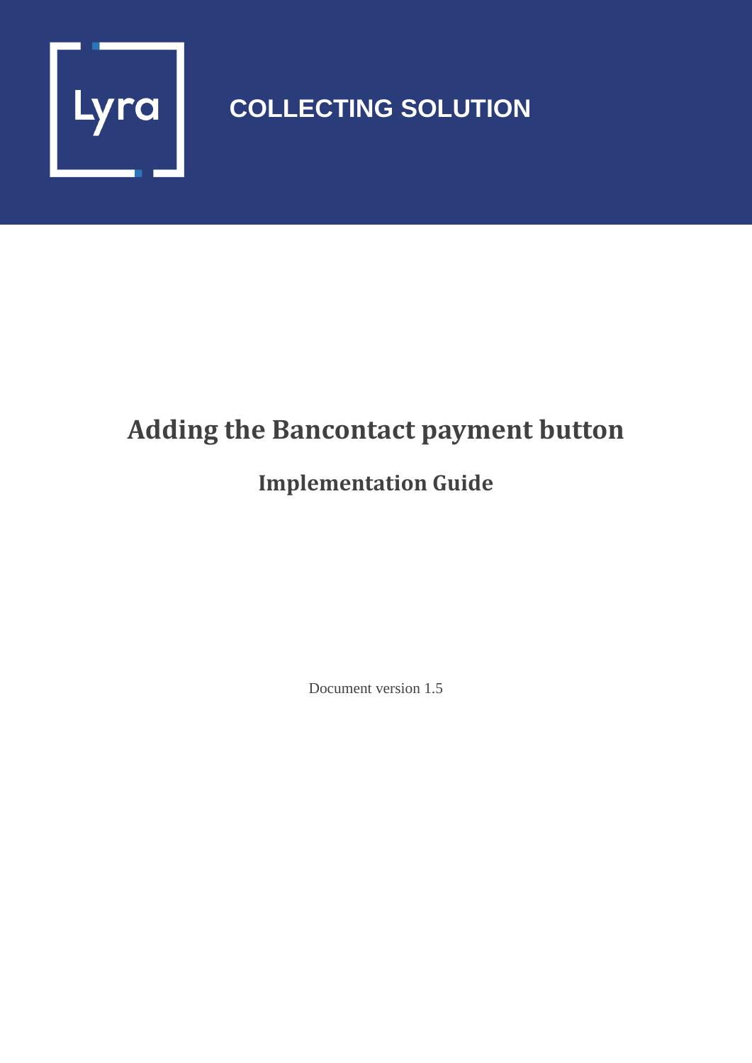COLLECTING SOLUTION

# Adding the Bancontact payment button

## Implementation Guide

Document version 1.5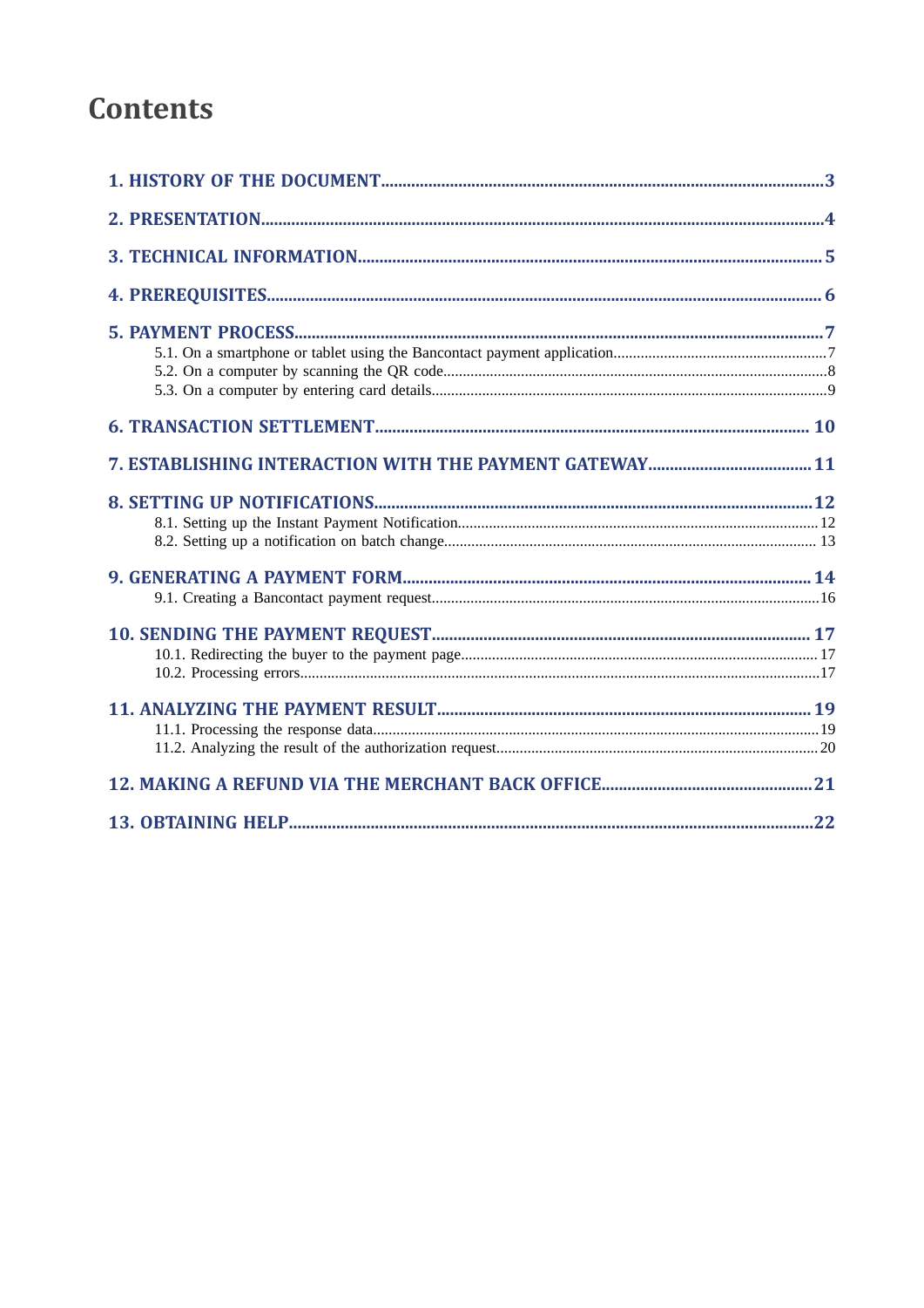# Contents

**1. HISTORY OF THE DOCUMENT** ... 3

**2. PRESENTATION** ... 4

**3. TECHNICAL INFORMATION** ... 5

**4. PREREQUISITES** ... 6

**5. PAYMENT PROCESS** ... 7

- 5.1. On a smartphone or tablet using the Bancontact payment application ... 7
- 5.2. On a computer by scanning the QR code ... 8
- 5.3. On a computer by entering card details ... 9

**6. TRANSACTION SETTLEMENT** ... 10

**7. ESTABLISHING INTERACTION WITH THE PAYMENT GATEWAY** ... 11

**8. SETTING UP NOTIFICATIONS** ... 12

- 8.1. Setting up the Instant Payment Notification ... 12
- 8.2. Setting up a notification on batch change ... 13

**9. GENERATING A PAYMENT FORM** ... 14

- 9.1. Creating a Bancontact payment request ... 16

**10. SENDING THE PAYMENT REQUEST** ... 17

- 10.1. Redirecting the buyer to the payment page ... 17
- 10.2. Processing errors ... 17

**11. ANALYZING THE PAYMENT RESULT** ... 19

- 11.1. Processing the response data ... 19
- 11.2. Analyzing the result of the authorization request ... 20

**12. MAKING A REFUND VIA THE MERCHANT BACK OFFICE** ... 21

**13. OBTAINING HELP** ... 22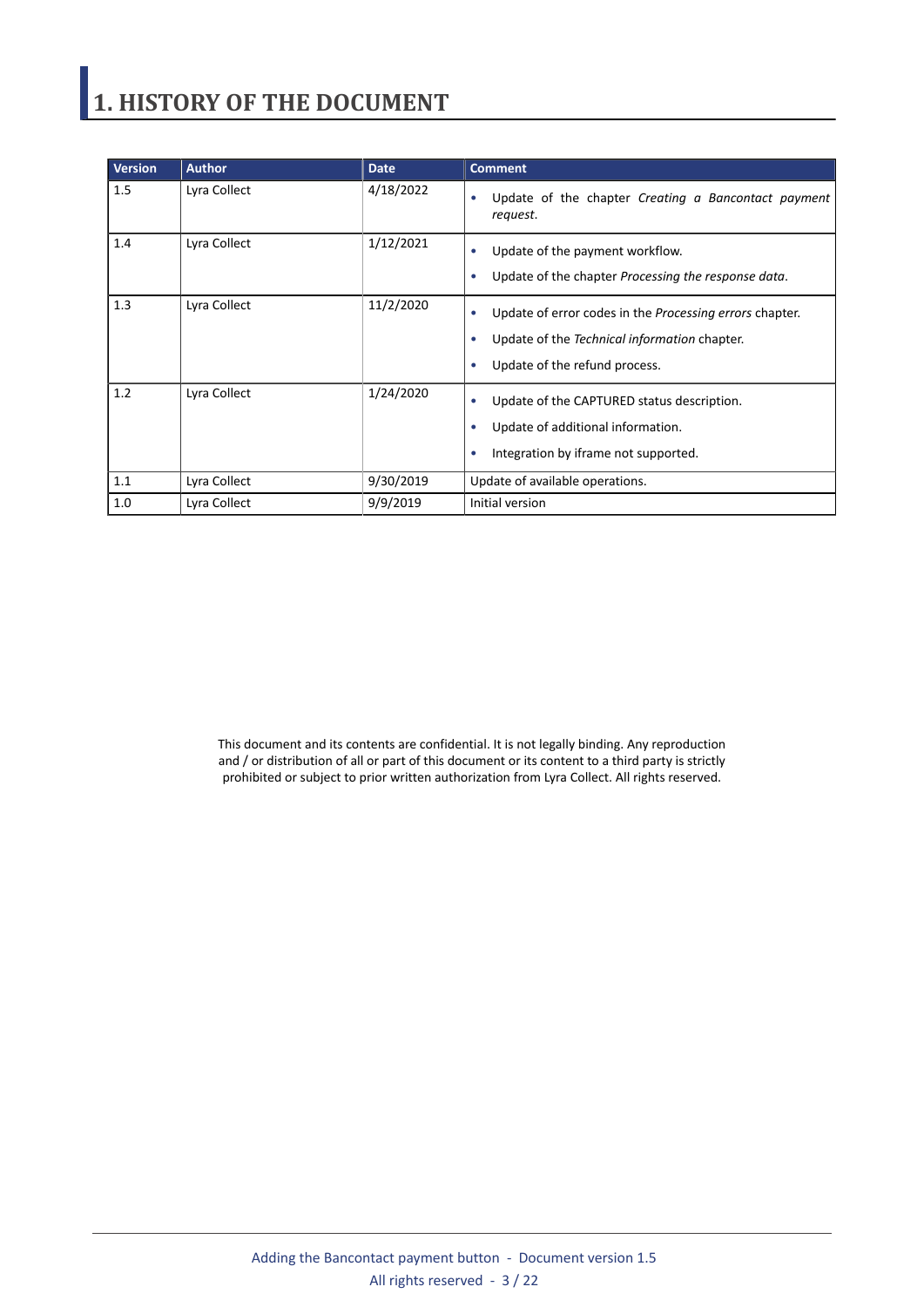# 1. HISTORY OF THE DOCUMENT

| Version | Author | Date | Comment |
| --- | --- | --- | --- |
| 1.5 | Lyra Collect | 4/18/2022 | • Update of the chapter *Creating a Bancontact payment request*. |
| 1.4 | Lyra Collect | 1/12/2021 | • Update of the payment workflow.<br>• Update of the chapter *Processing the response data*. |
| 1.3 | Lyra Collect | 11/2/2020 | • Update of error codes in the *Processing errors* chapter.<br>• Update of the *Technical information* chapter.<br>• Update of the refund process. |
| 1.2 | Lyra Collect | 1/24/2020 | • Update of the CAPTURED status description.<br>• Update of additional information.<br>• Integration by iframe not supported. |
| 1.1 | Lyra Collect | 9/30/2019 | Update of available operations. |
| 1.0 | Lyra Collect | 9/9/2019 | Initial version |

This document and its contents are confidential. It is not legally binding. Any reproduction and / or distribution of all or part of this document or its content to a third party is strictly prohibited or subject to prior written authorization from Lyra Collect. All rights reserved.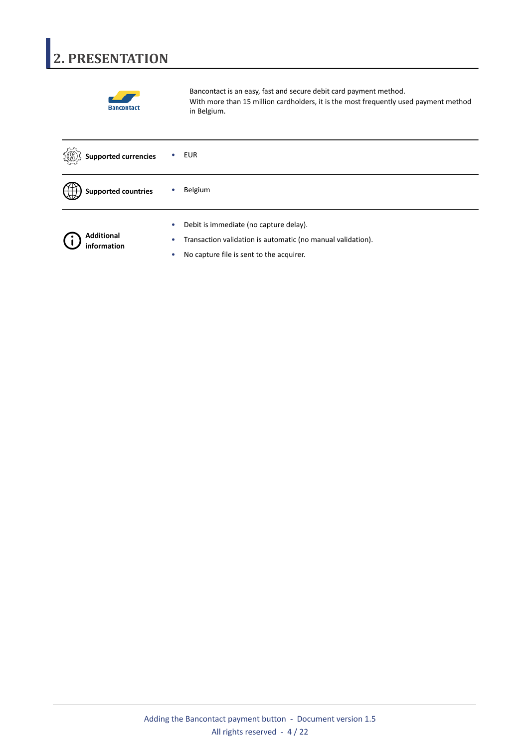# 2. PRESENTATION

Bancontact is an easy, fast and secure debit card payment method.
With more than 15 million cardholders, it is the most frequently used payment method in Belgium.

| | |
|---|---|
| **Supported currencies** | • EUR |
| **Supported countries** | • Belgium |
| **Additional information** | • Debit is immediate (no capture delay).<br>• Transaction validation is automatic (no manual validation).<br>• No capture file is sent to the acquirer. |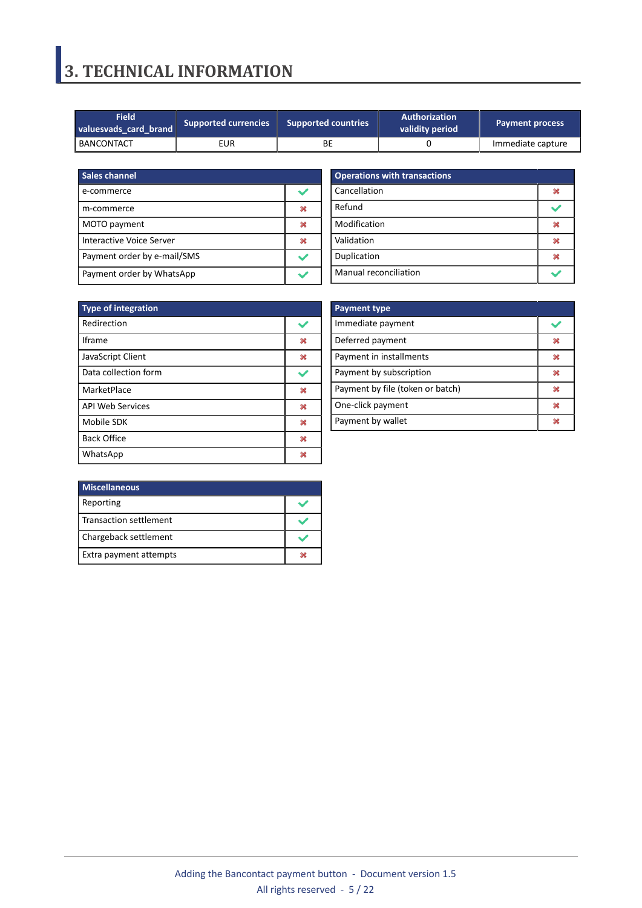# 3. TECHNICAL INFORMATION

| Field vads_card_brand | Supported currencies | Supported countries | Authorization validity period | Payment process |
|---|---|---|---|---|
| BANCONTACT | EUR | BE | 0 | Immediate capture |

| Sales channel | |
|---|---|
| e-commerce | ✔ |
| m-commerce | ✖ |
| MOTO payment | ✖ |
| Interactive Voice Server | ✖ |
| Payment order by e-mail/SMS | ✔ |
| Payment order by WhatsApp | ✔ |

| Operations with transactions | |
|---|---|
| Cancellation | ✖ |
| Refund | ✔ |
| Modification | ✖ |
| Validation | ✖ |
| Duplication | ✖ |
| Manual reconciliation | ✔ |

| Type of integration | |
|---|---|
| Redirection | ✔ |
| Iframe | ✖ |
| JavaScript Client | ✖ |
| Data collection form | ✔ |
| MarketPlace | ✖ |
| API Web Services | ✖ |
| Mobile SDK | ✖ |
| Back Office | ✖ |
| WhatsApp | ✖ |

| Payment type | |
|---|---|
| Immediate payment | ✔ |
| Deferred payment | ✖ |
| Payment in installments | ✖ |
| Payment by subscription | ✖ |
| Payment by file (token or batch) | ✖ |
| One-click payment | ✖ |
| Payment by wallet | ✖ |

| Miscellaneous | |
|---|---|
| Reporting | ✔ |
| Transaction settlement | ✔ |
| Chargeback settlement | ✔ |
| Extra payment attempts | ✖ |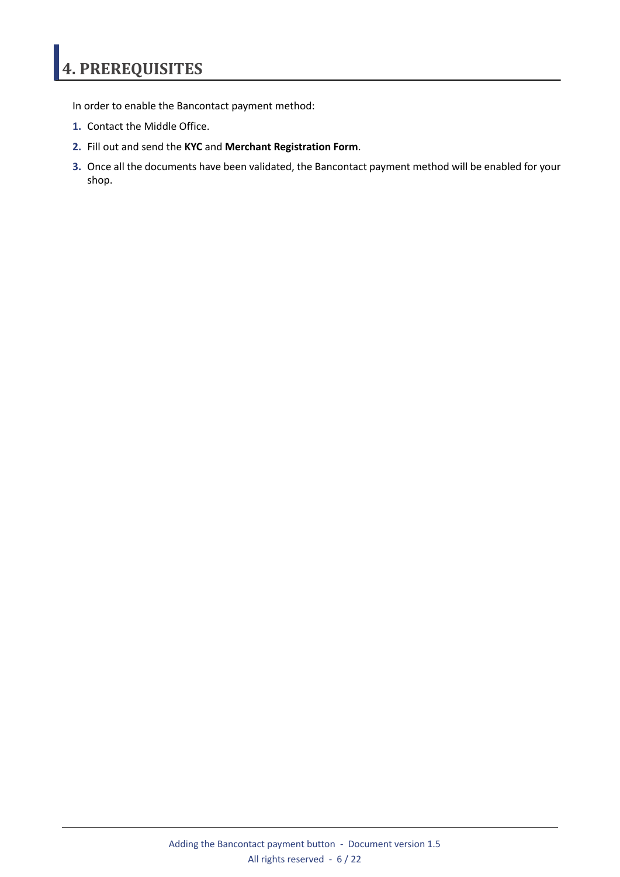# 4. PREREQUISITES

In order to enable the Bancontact payment method:

1. Contact the Middle Office.
2. Fill out and send the **KYC** and **Merchant Registration Form**.
3. Once all the documents have been validated, the Bancontact payment method will be enabled for your shop.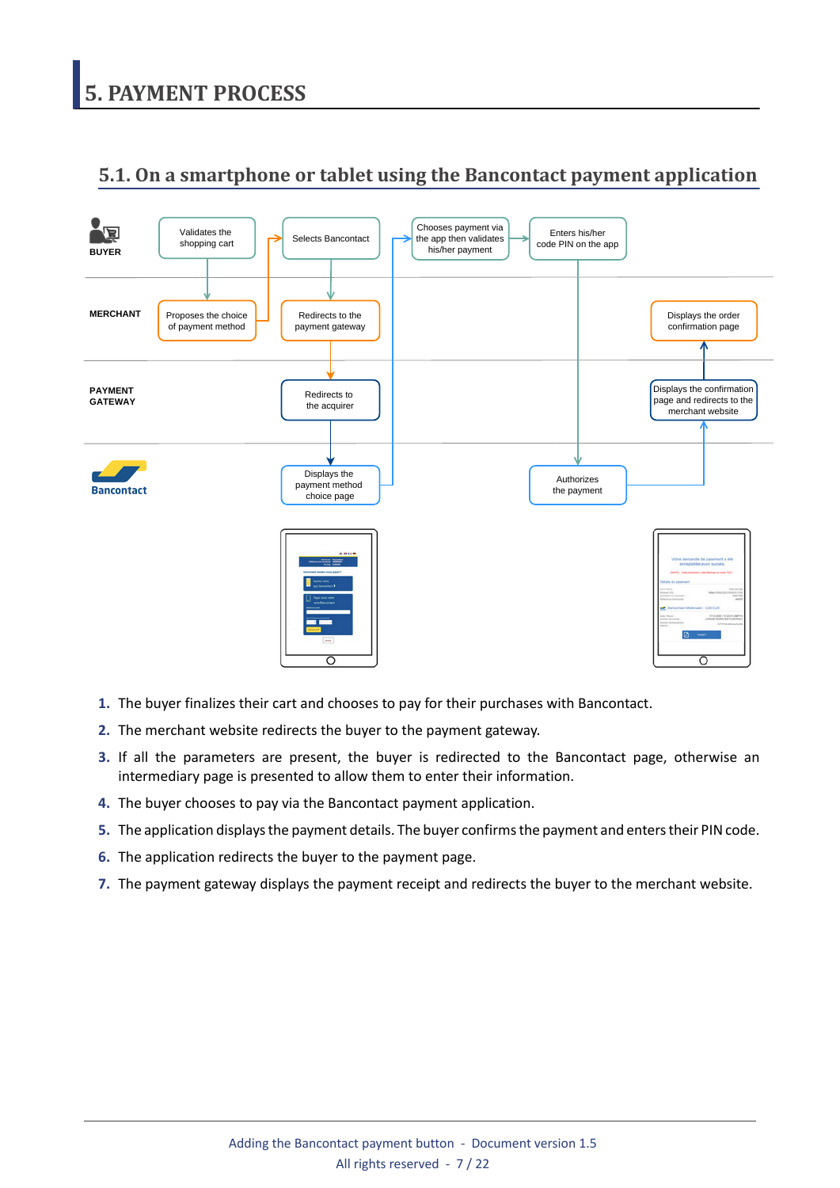# 5. PAYMENT PROCESS

## 5.1. On a smartphone or tablet using the Bancontact payment application

BUYER

Validates the shopping cart

Selects Bancontact

Chooses payment via the app then validates his/her payment

Enters his/her code PIN on the app

MERCHANT

Proposes the choice of payment method

Redirects to the payment gateway

Displays the order confirmation page

PAYMENT GATEWAY

Redirects to the acquirer

Displays the confirmation page and redirects to the merchant website

Bancontact

Displays the payment method choice page

Authorizes the payment

1. The buyer finalizes their cart and chooses to pay for their purchases with Bancontact.
2. The merchant website redirects the buyer to the payment gateway.
3. If all the parameters are present, the buyer is redirected to the Bancontact page, otherwise an intermediary page is presented to allow them to enter their information.
4. The buyer chooses to pay via the Bancontact payment application.
5. The application displays the payment details. The buyer confirms the payment and enters their PIN code.
6. The application redirects the buyer to the payment page.
7. The payment gateway displays the payment receipt and redirects the buyer to the merchant website.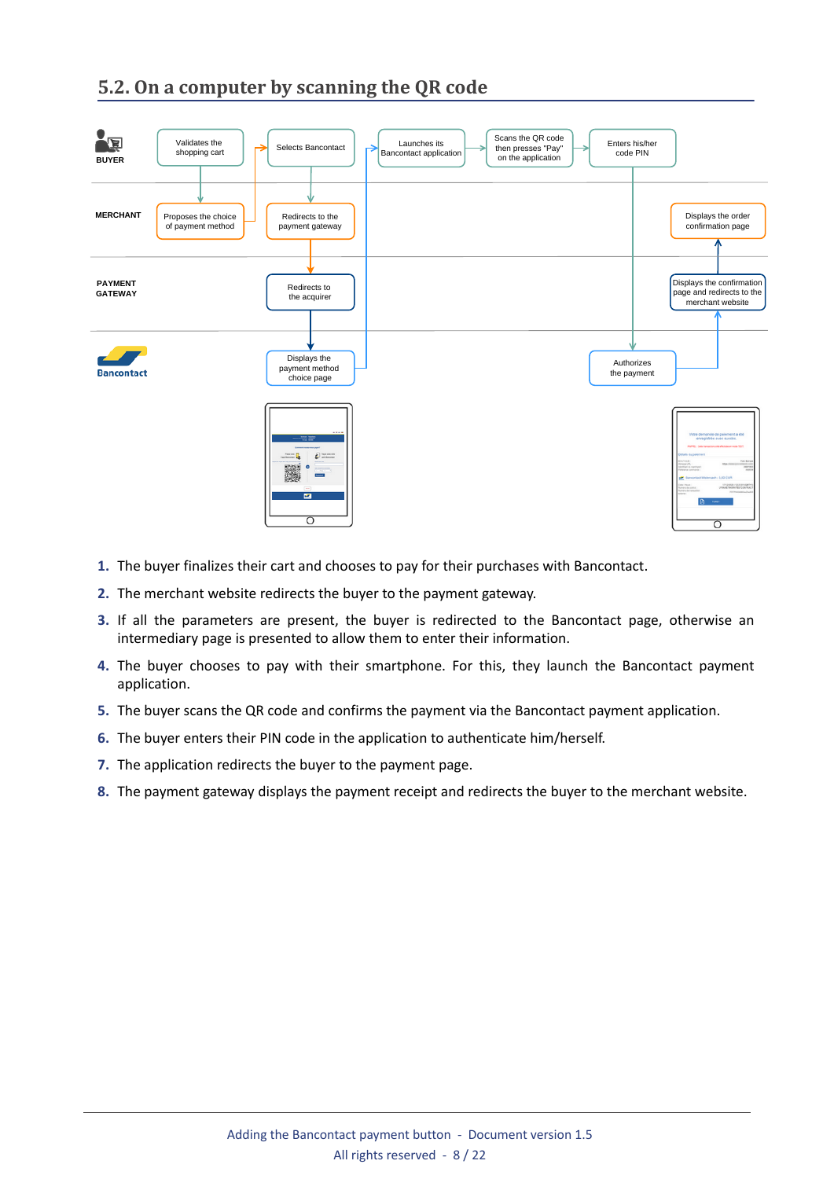## 5.2. On a computer by scanning the QR code

BUYER: Validates the shopping cart → Selects Bancontact → Launches its Bancontact application → Scans the QR code then presses "Pay" on the application → Enters his/her code PIN

MERCHANT: Proposes the choice of payment method → Redirects to the payment gateway → ... → Displays the order confirmation page

PAYMENT GATEWAY: Redirects to the acquirer → ... → Displays the confirmation page and redirects to the merchant website

Bancontact: Displays the payment method choice page → ... → Authorizes the payment

1. The buyer finalizes their cart and chooses to pay for their purchases with Bancontact.
2. The merchant website redirects the buyer to the payment gateway.
3. If all the parameters are present, the buyer is redirected to the Bancontact page, otherwise an intermediary page is presented to allow them to enter their information.
4. The buyer chooses to pay with their smartphone. For this, they launch the Bancontact payment application.
5. The buyer scans the QR code and confirms the payment via the Bancontact payment application.
6. The buyer enters their PIN code in the application to authenticate him/herself.
7. The application redirects the buyer to the payment page.
8. The payment gateway displays the payment receipt and redirects the buyer to the merchant website.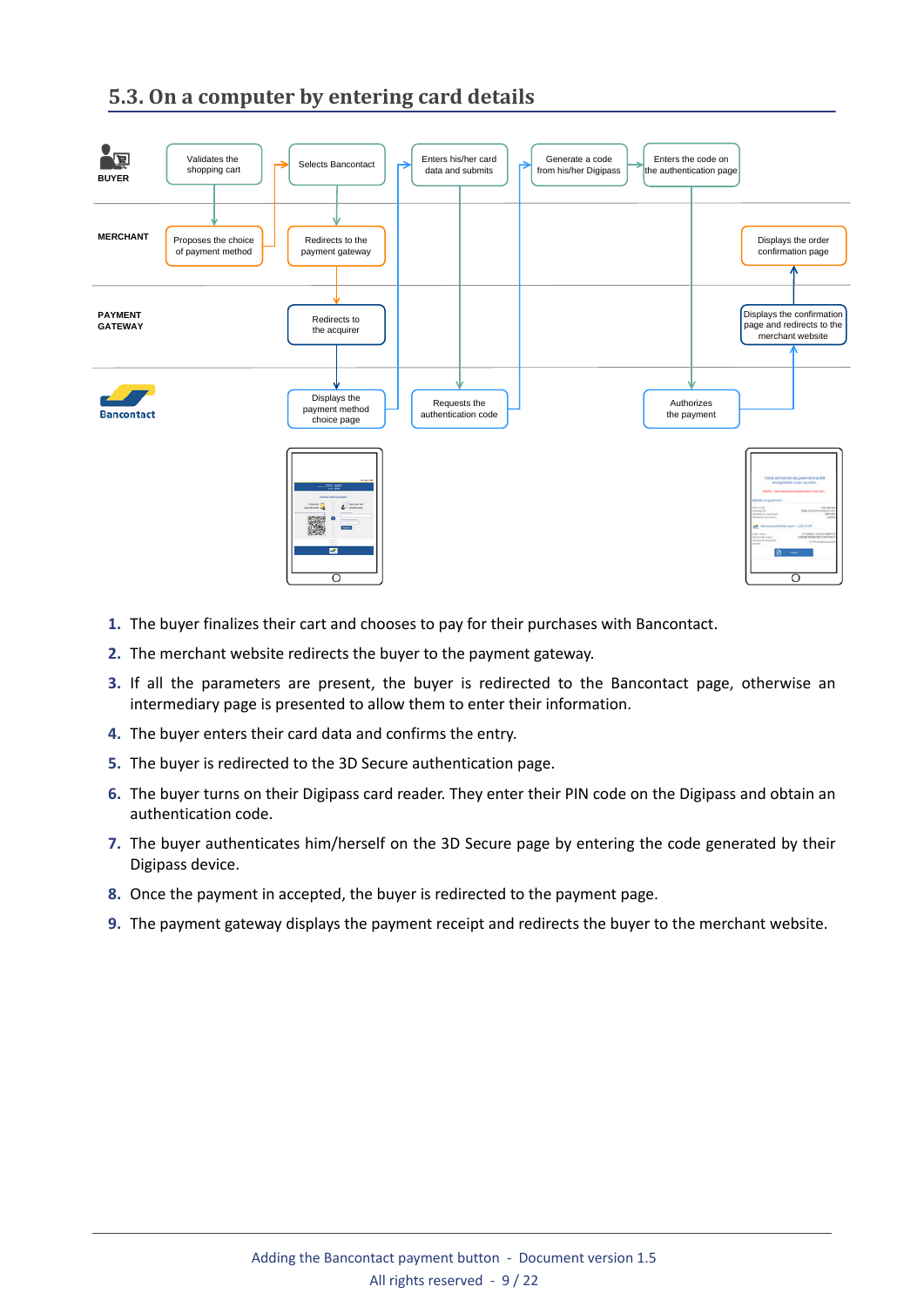## 5.3. On a computer by entering card details

BUYER

Validates the shopping cart

Selects Bancontact

Enters his/her card data and submits

Generate a code from his/her Digipass

Enters the code on the authentication page

MERCHANT

Proposes the choice of payment method

Redirects to the payment gateway

Displays the order confirmation page

PAYMENT GATEWAY

Redirects to the acquirer

Displays the confirmation page and redirects to the merchant website

Bancontact

Displays the payment method choice page

Requests the authentication code

Authorizes the payment

1. The buyer finalizes their cart and chooses to pay for their purchases with Bancontact.
2. The merchant website redirects the buyer to the payment gateway.
3. If all the parameters are present, the buyer is redirected to the Bancontact page, otherwise an intermediary page is presented to allow them to enter their information.
4. The buyer enters their card data and confirms the entry.
5. The buyer is redirected to the 3D Secure authentication page.
6. The buyer turns on their Digipass card reader. They enter their PIN code on the Digipass and obtain an authentication code.
7. The buyer authenticates him/herself on the 3D Secure page by entering the code generated by their Digipass device.
8. Once the payment in accepted, the buyer is redirected to the payment page.
9. The payment gateway displays the payment receipt and redirects the buyer to the merchant website.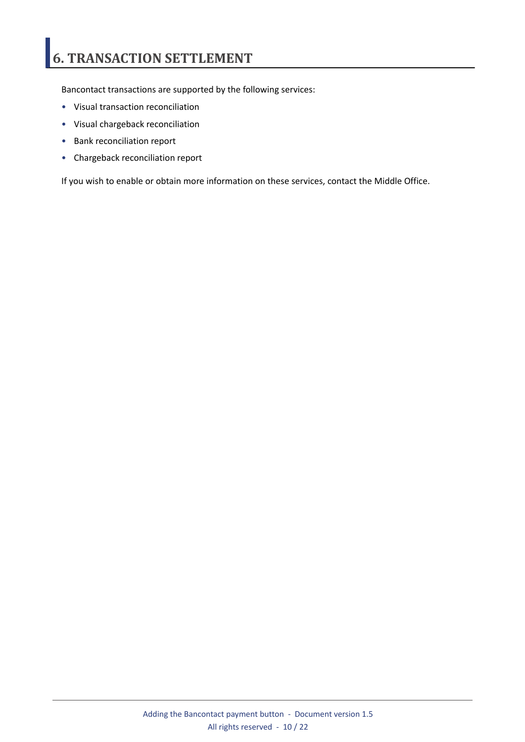# 6. TRANSACTION SETTLEMENT

Bancontact transactions are supported by the following services:

- Visual transaction reconciliation
- Visual chargeback reconciliation
- Bank reconciliation report
- Chargeback reconciliation report

If you wish to enable or obtain more information on these services, contact the Middle Office.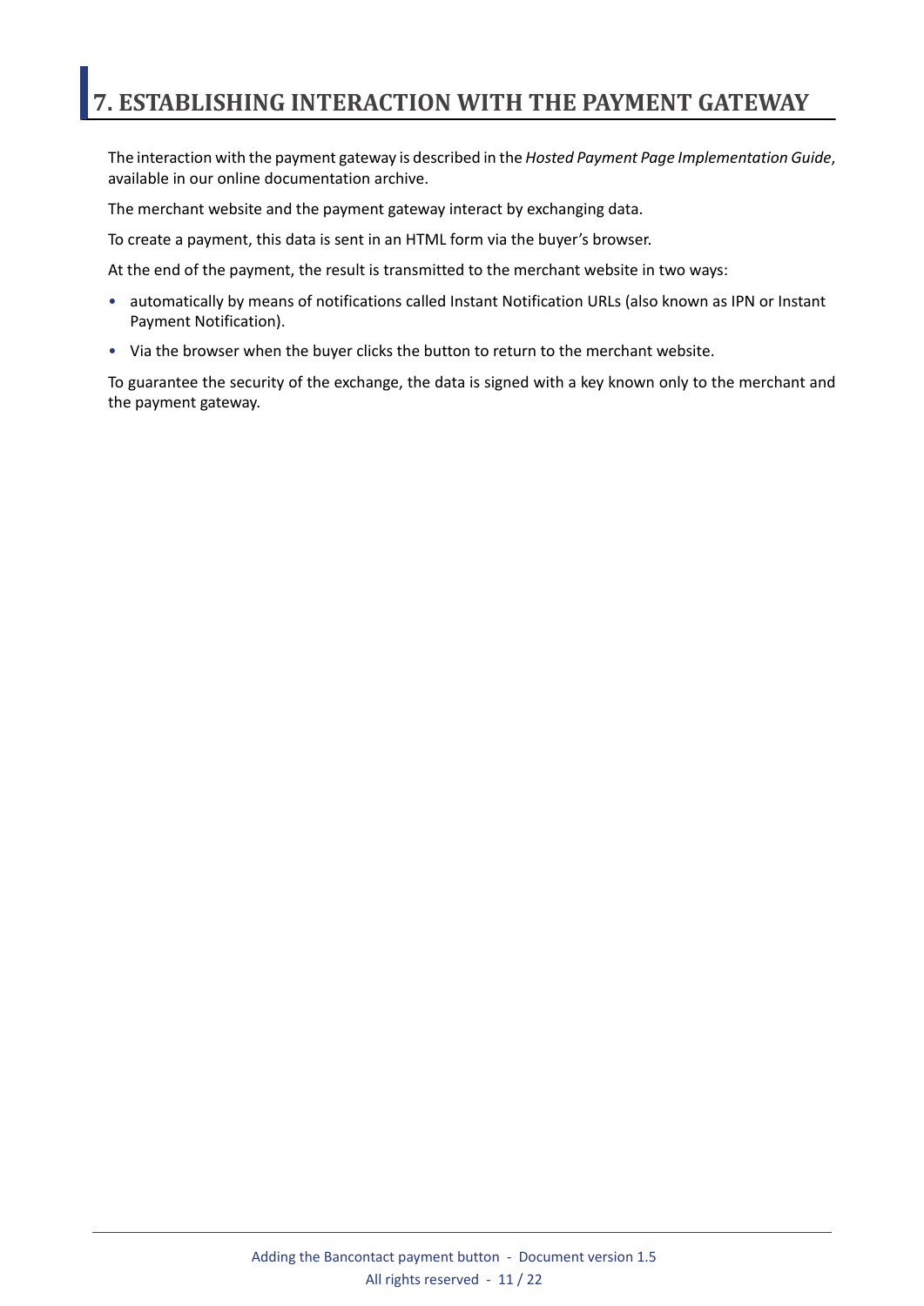# 7. ESTABLISHING INTERACTION WITH THE PAYMENT GATEWAY

The interaction with the payment gateway is described in the *Hosted Payment Page Implementation Guide*, available in our online documentation archive.

The merchant website and the payment gateway interact by exchanging data.

To create a payment, this data is sent in an HTML form via the buyer's browser.

At the end of the payment, the result is transmitted to the merchant website in two ways:

- automatically by means of notifications called Instant Notification URLs (also known as IPN or Instant Payment Notification).
- Via the browser when the buyer clicks the button to return to the merchant website.

To guarantee the security of the exchange, the data is signed with a key known only to the merchant and the payment gateway.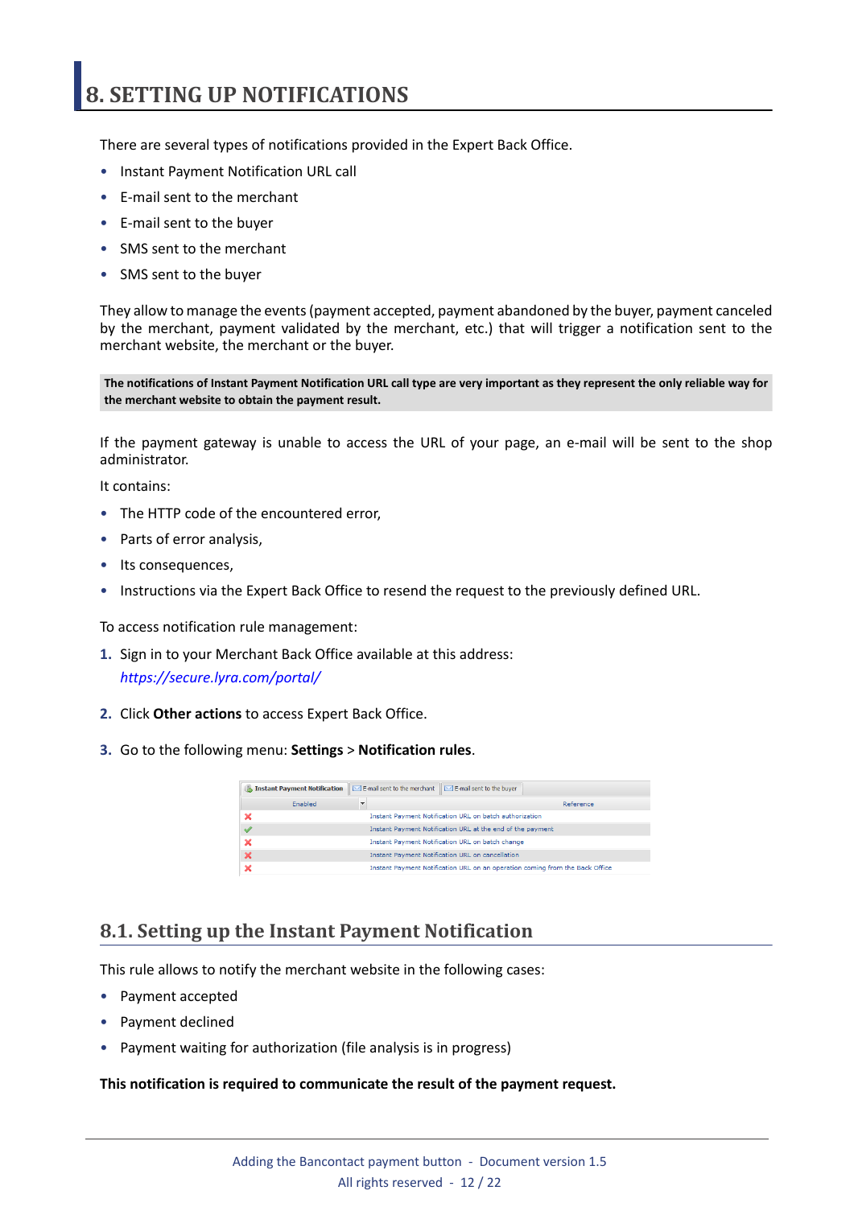# 8. SETTING UP NOTIFICATIONS

There are several types of notifications provided in the Expert Back Office.

- Instant Payment Notification URL call
- E-mail sent to the merchant
- E-mail sent to the buyer
- SMS sent to the merchant
- SMS sent to the buyer

They allow to manage the events (payment accepted, payment abandoned by the buyer, payment canceled by the merchant, payment validated by the merchant, etc.) that will trigger a notification sent to the merchant website, the merchant or the buyer.

**The notifications of Instant Payment Notification URL call type are very important as they represent the only reliable way for the merchant website to obtain the payment result.**

If the payment gateway is unable to access the URL of your page, an e-mail will be sent to the shop administrator.

It contains:

- The HTTP code of the encountered error,
- Parts of error analysis,
- Its consequences,
- Instructions via the Expert Back Office to resend the request to the previously defined URL.

To access notification rule management:

1. Sign in to your Merchant Back Office available at this address: *https://secure.lyra.com/portal/*
2. Click **Other actions** to access Expert Back Office.
3. Go to the following menu: **Settings** > **Notification rules**.

Instant Payment Notification | E-mail sent to the merchant | E-mail sent to the buyer

| Enabled | Reference |
| --- | --- |
| ✗ | Instant Payment Notification URL on batch authorization |
| ✓ | Instant Payment Notification URL at the end of the payment |
| ✗ | Instant Payment Notification URL on batch change |
| ✗ | Instant Payment Notification URL on cancellation |
| ✗ | Instant Payment Notification URL on an operation coming from the Back Office |

## 8.1. Setting up the Instant Payment Notification

This rule allows to notify the merchant website in the following cases:

- Payment accepted
- Payment declined
- Payment waiting for authorization (file analysis is in progress)

**This notification is required to communicate the result of the payment request.**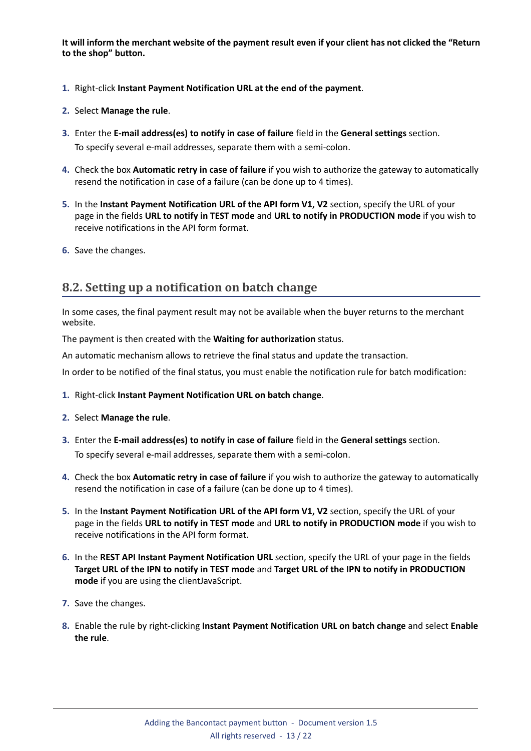**It will inform the merchant website of the payment result even if your client has not clicked the "Return to the shop" button.**

1. Right-click **Instant Payment Notification URL at the end of the payment**.
2. Select **Manage the rule**.
3. Enter the **E-mail address(es) to notify in case of failure** field in the **General settings** section.
   To specify several e-mail addresses, separate them with a semi-colon.
4. Check the box **Automatic retry in case of failure** if you wish to authorize the gateway to automatically resend the notification in case of a failure (can be done up to 4 times).
5. In the **Instant Payment Notification URL of the API form V1, V2** section, specify the URL of your page in the fields **URL to notify in TEST mode** and **URL to notify in PRODUCTION mode** if you wish to receive notifications in the API form format.
6. Save the changes.

## 8.2. Setting up a notification on batch change

In some cases, the final payment result may not be available when the buyer returns to the merchant website.

The payment is then created with the **Waiting for authorization** status.

An automatic mechanism allows to retrieve the final status and update the transaction.

In order to be notified of the final status, you must enable the notification rule for batch modification:

1. Right-click **Instant Payment Notification URL on batch change**.
2. Select **Manage the rule**.
3. Enter the **E-mail address(es) to notify in case of failure** field in the **General settings** section.
   To specify several e-mail addresses, separate them with a semi-colon.
4. Check the box **Automatic retry in case of failure** if you wish to authorize the gateway to automatically resend the notification in case of a failure (can be done up to 4 times).
5. In the **Instant Payment Notification URL of the API form V1, V2** section, specify the URL of your page in the fields **URL to notify in TEST mode** and **URL to notify in PRODUCTION mode** if you wish to receive notifications in the API form format.
6. In the **REST API Instant Payment Notification URL** section, specify the URL of your page in the fields **Target URL of the IPN to notify in TEST mode** and **Target URL of the IPN to notify in PRODUCTION mode** if you are using the clientJavaScript.
7. Save the changes.
8. Enable the rule by right-clicking **Instant Payment Notification URL on batch change** and select **Enable the rule**.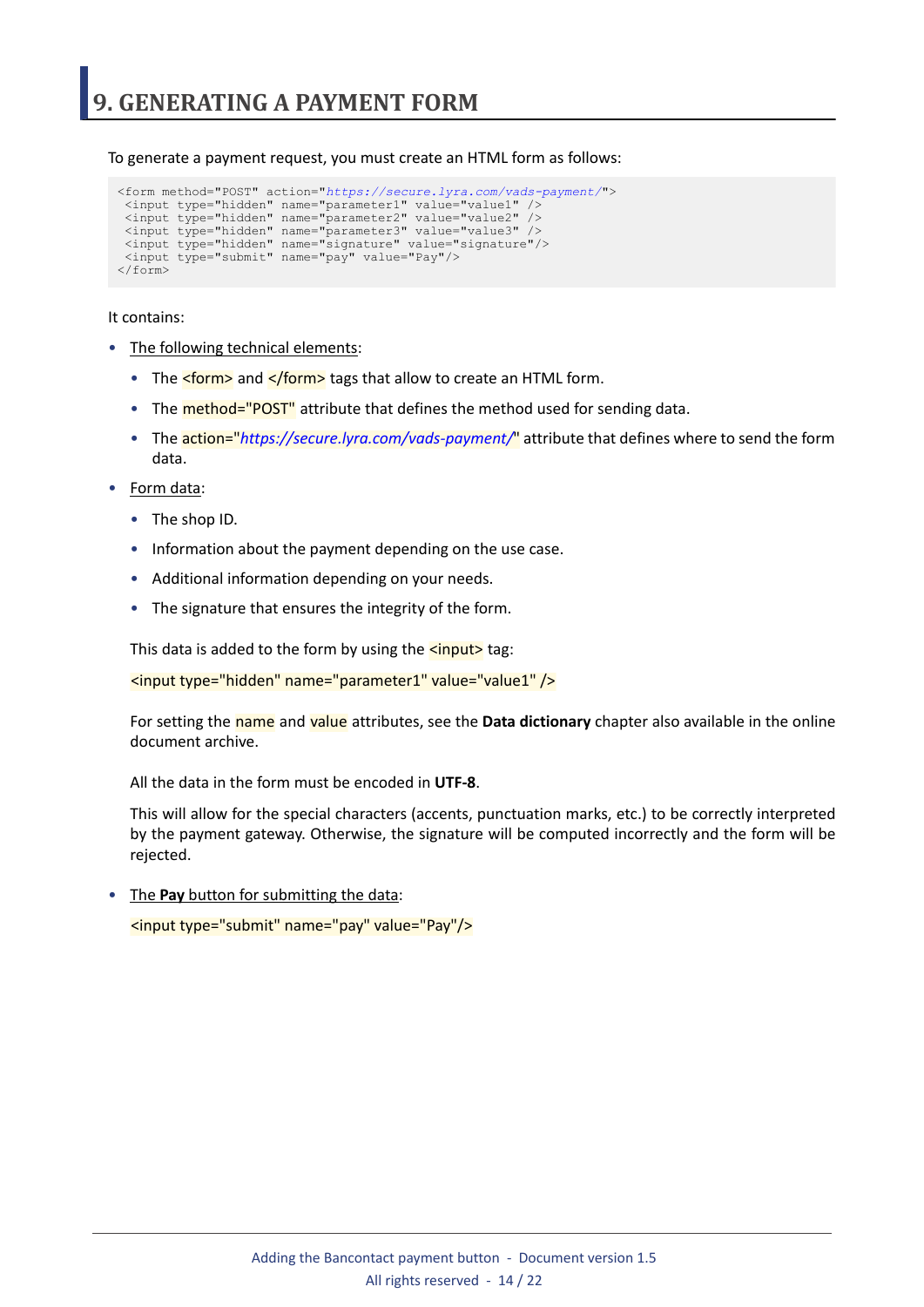# 9. GENERATING A PAYMENT FORM

To generate a payment request, you must create an HTML form as follows:

```
<form method="POST" action="https://secure.lyra.com/vads-payment/">
 <input type="hidden" name="parameter1" value="value1" />
 <input type="hidden" name="parameter2" value="value2" />
 <input type="hidden" name="parameter3" value="value3" />
 <input type="hidden" name="signature" value="signature"/>
 <input type="submit" name="pay" value="Pay"/>
</form>
```

It contains:

- The following technical elements:
  - The `<form>` and `</form>` tags that allow to create an HTML form.
  - The `method="POST"` attribute that defines the method used for sending data.
  - The `action="https://secure.lyra.com/vads-payment/"` attribute that defines where to send the form data.
- Form data:
  - The shop ID.
  - Information about the payment depending on the use case.
  - Additional information depending on your needs.
  - The signature that ensures the integrity of the form.

  This data is added to the form by using the `<input>` tag:

  `<input type="hidden" name="parameter1" value="value1" />`

  For setting the `name` and `value` attributes, see the **Data dictionary** chapter also available in the online document archive.

  All the data in the form must be encoded in **UTF-8**.

  This will allow for the special characters (accents, punctuation marks, etc.) to be correctly interpreted by the payment gateway. Otherwise, the signature will be computed incorrectly and the form will be rejected.

- The **Pay** button for submitting the data:

  `<input type="submit" name="pay" value="Pay"/>`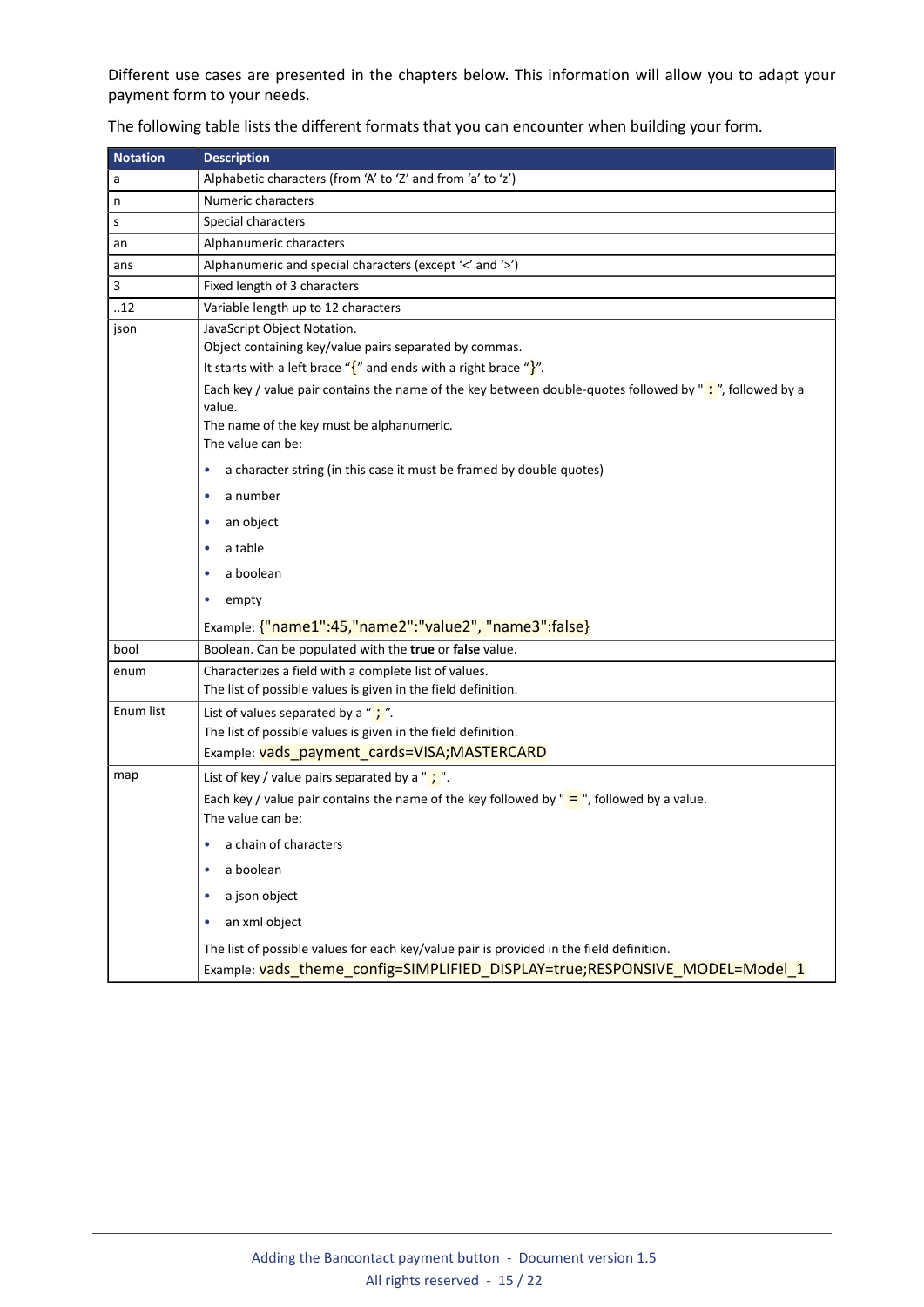Different use cases are presented in the chapters below. This information will allow you to adapt your payment form to your needs.

The following table lists the different formats that you can encounter when building your form.

| Notation | Description |
|---|---|
| a | Alphabetic characters (from 'A' to 'Z' and from 'a' to 'z') |
| n | Numeric characters |
| s | Special characters |
| an | Alphanumeric characters |
| ans | Alphanumeric and special characters (except '<' and '>') |
| 3 | Fixed length of 3 characters |
| ..12 | Variable length up to 12 characters |
| json | JavaScript Object Notation.<br>Object containing key/value pairs separated by commas.<br>It starts with a left brace "{" and ends with a right brace "}".<br>Each key / value pair contains the name of the key between double-quotes followed by " : ", followed by a value.<br>The name of the key must be alphanumeric.<br>The value can be:<br>• a character string (in this case it must be framed by double quotes)<br>• a number<br>• an object<br>• a table<br>• a boolean<br>• empty<br>Example: {"name1":45,"name2":"value2", "name3":false} |
| bool | Boolean. Can be populated with the **true** or **false** value. |
| enum | Characterizes a field with a complete list of values.<br>The list of possible values is given in the field definition. |
| Enum list | List of values separated by a " ; ".<br>The list of possible values is given in the field definition.<br>Example: vads_payment_cards=VISA;MASTERCARD |
| map | List of key / value pairs separated by a " ; ".<br>Each key / value pair contains the name of the key followed by " = ", followed by a value.<br>The value can be:<br>• a chain of characters<br>• a boolean<br>• a json object<br>• an xml object<br>The list of possible values for each key/value pair is provided in the field definition.<br>Example: vads_theme_config=SIMPLIFIED_DISPLAY=true;RESPONSIVE_MODEL=Model_1 |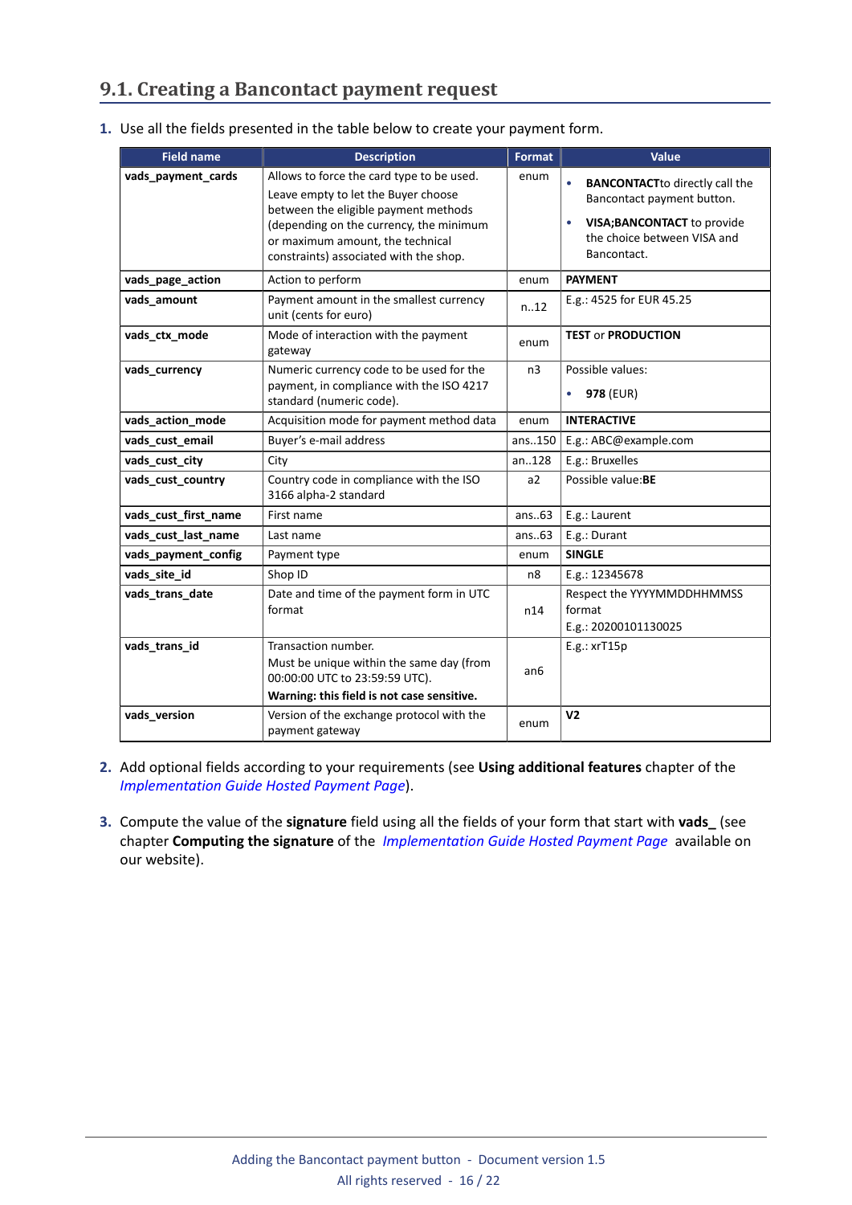## 9.1. Creating a Bancontact payment request

1. Use all the fields presented in the table below to create your payment form.

| Field name | Description | Format | Value |
|---|---|---|---|
| **vads_payment_cards** | Allows to force the card type to be used.<br>Leave empty to let the Buyer choose between the eligible payment methods (depending on the currency, the minimum or maximum amount, the technical constraints) associated with the shop. | enum | • **BANCONTACT**to directly call the Bancontact payment button.<br>• **VISA;BANCONTACT** to provide the choice between VISA and Bancontact. |
| **vads_page_action** | Action to perform | enum | **PAYMENT** |
| **vads_amount** | Payment amount in the smallest currency unit (cents for euro) | n..12 | E.g.: 4525 for EUR 45.25 |
| **vads_ctx_mode** | Mode of interaction with the payment gateway | enum | **TEST** or **PRODUCTION** |
| **vads_currency** | Numeric currency code to be used for the payment, in compliance with the ISO 4217 standard (numeric code). | n3 | Possible values:<br>• **978** (EUR) |
| **vads_action_mode** | Acquisition mode for payment method data | enum | **INTERACTIVE** |
| **vads_cust_email** | Buyer's e-mail address | ans..150 | E.g.: ABC@example.com |
| **vads_cust_city** | City | an..128 | E.g.: Bruxelles |
| **vads_cust_country** | Country code in compliance with the ISO 3166 alpha-2 standard | a2 | Possible value:**BE** |
| **vads_cust_first_name** | First name | ans..63 | E.g.: Laurent |
| **vads_cust_last_name** | Last name | ans..63 | E.g.: Durant |
| **vads_payment_config** | Payment type | enum | **SINGLE** |
| **vads_site_id** | Shop ID | n8 | E.g.: 12345678 |
| **vads_trans_date** | Date and time of the payment form in UTC format | n14 | Respect the YYYYMMDDHHMMSS format<br>E.g.: 20200101130025 |
| **vads_trans_id** | Transaction number.<br>Must be unique within the same day (from 00:00:00 UTC to 23:59:59 UTC).<br>**Warning: this field is not case sensitive.** | an6 | E.g.: xrT15p |
| **vads_version** | Version of the exchange protocol with the payment gateway | enum | **V2** |

2. Add optional fields according to your requirements (see **Using additional features** chapter of the *Implementation Guide Hosted Payment Page*).

3. Compute the value of the **signature** field using all the fields of your form that start with **vads_** (see chapter **Computing the signature** of the *Implementation Guide Hosted Payment Page* available on our website).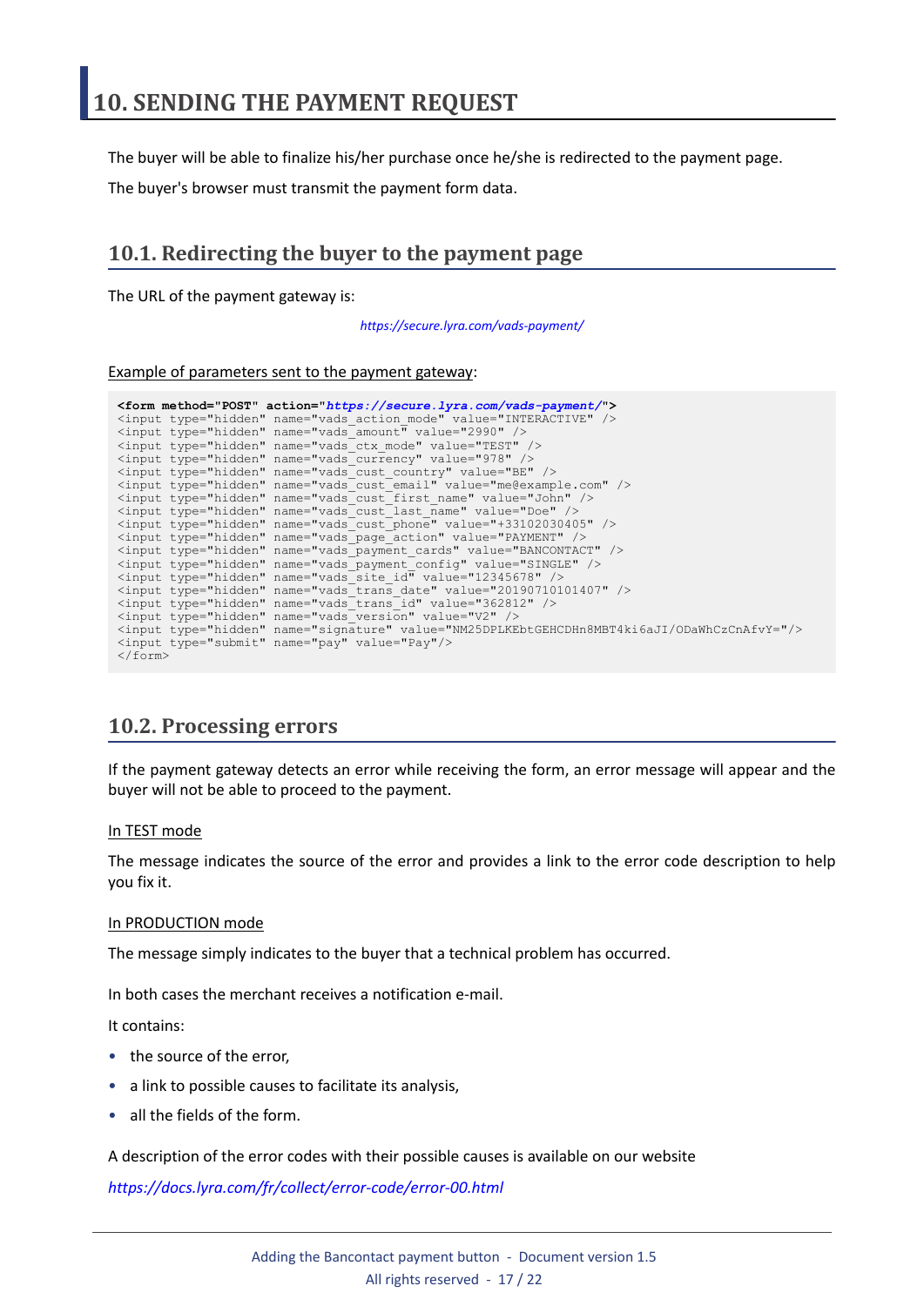# 10. SENDING THE PAYMENT REQUEST

The buyer will be able to finalize his/her purchase once he/she is redirected to the payment page.

The buyer's browser must transmit the payment form data.

## 10.1. Redirecting the buyer to the payment page

The URL of the payment gateway is:

*https://secure.lyra.com/vads-payment/*

Example of parameters sent to the payment gateway:

```
<form method="POST" action="https://secure.lyra.com/vads-payment/">
<input type="hidden" name="vads_action_mode" value="INTERACTIVE" />
<input type="hidden" name="vads_amount" value="2990" />
<input type="hidden" name="vads_ctx_mode" value="TEST" />
<input type="hidden" name="vads_currency" value="978" />
<input type="hidden" name="vads_cust_country" value="BE" />
<input type="hidden" name="vads_cust_email" value="me@example.com" />
<input type="hidden" name="vads_cust_first_name" value="John" />
<input type="hidden" name="vads_cust_last_name" value="Doe" />
<input type="hidden" name="vads_cust_phone" value="+33102030405" />
<input type="hidden" name="vads_page_action" value="PAYMENT" />
<input type="hidden" name="vads_payment_cards" value="BANCONTACT" />
<input type="hidden" name="vads_payment_config" value="SINGLE" />
<input type="hidden" name="vads_site_id" value="12345678" />
<input type="hidden" name="vads_trans_date" value="20190710101407" />
<input type="hidden" name="vads_trans_id" value="362812" />
<input type="hidden" name="vads_version" value="V2" />
<input type="hidden" name="signature" value="NM25DPLKEbtGEHCDHn8MBT4ki6aJI/ODaWhCzCnAfvY="/>
<input type="submit" name="pay" value="Pay"/>
</form>
```

## 10.2. Processing errors

If the payment gateway detects an error while receiving the form, an error message will appear and the buyer will not be able to proceed to the payment.

In TEST mode

The message indicates the source of the error and provides a link to the error code description to help you fix it.

In PRODUCTION mode

The message simply indicates to the buyer that a technical problem has occurred.

In both cases the merchant receives a notification e-mail.

It contains:

- the source of the error,
- a link to possible causes to facilitate its analysis,
- all the fields of the form.

A description of the error codes with their possible causes is available on our website

*https://docs.lyra.com/fr/collect/error-code/error-00.html*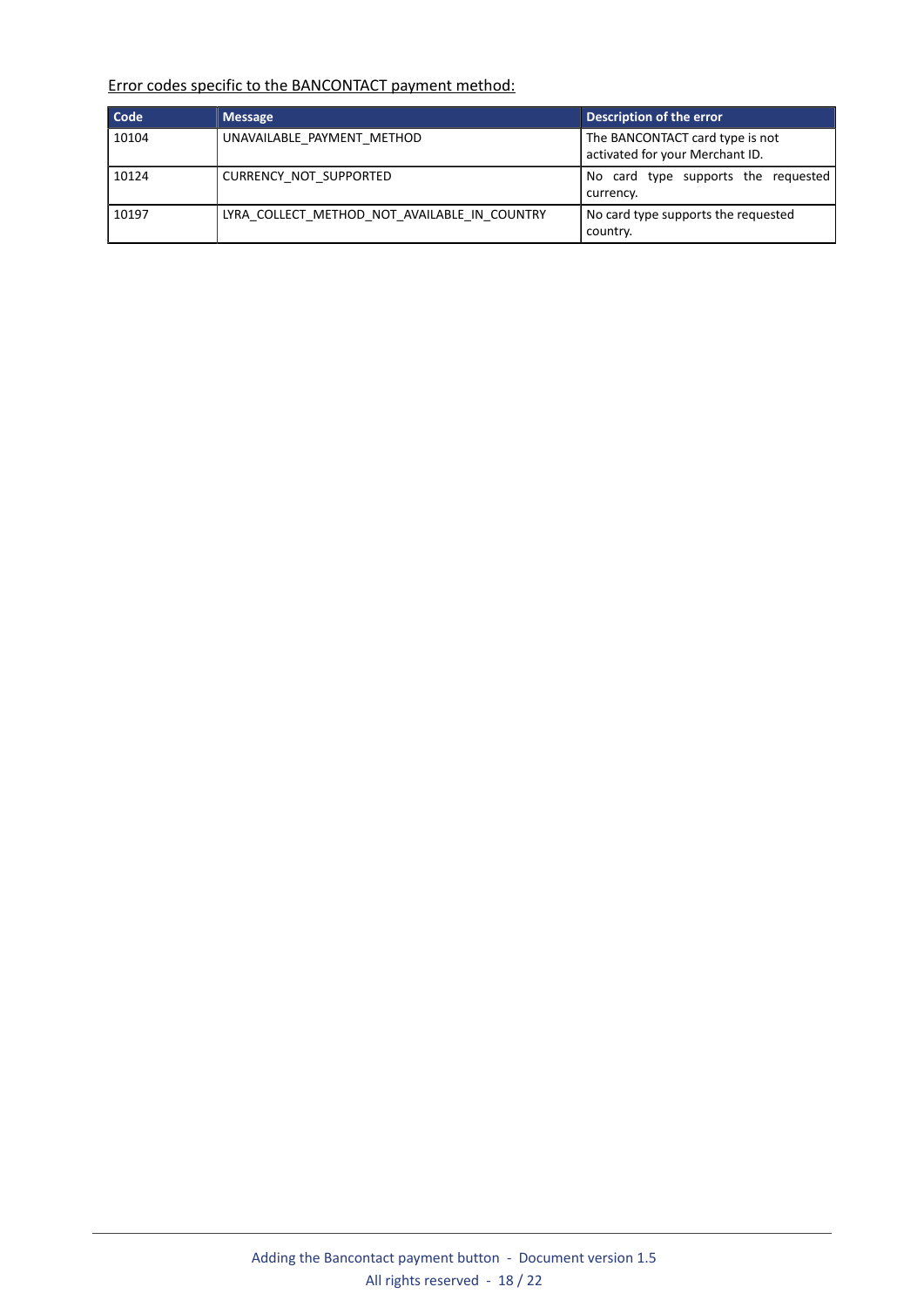<u>Error codes specific to the BANCONTACT payment method:</u>

| Code | Message | Description of the error |
| --- | --- | --- |
| 10104 | UNAVAILABLE_PAYMENT_METHOD | The BANCONTACT card type is not activated for your Merchant ID. |
| 10124 | CURRENCY_NOT_SUPPORTED | No card type supports the requested currency. |
| 10197 | LYRA_COLLECT_METHOD_NOT_AVAILABLE_IN_COUNTRY | No card type supports the requested country. |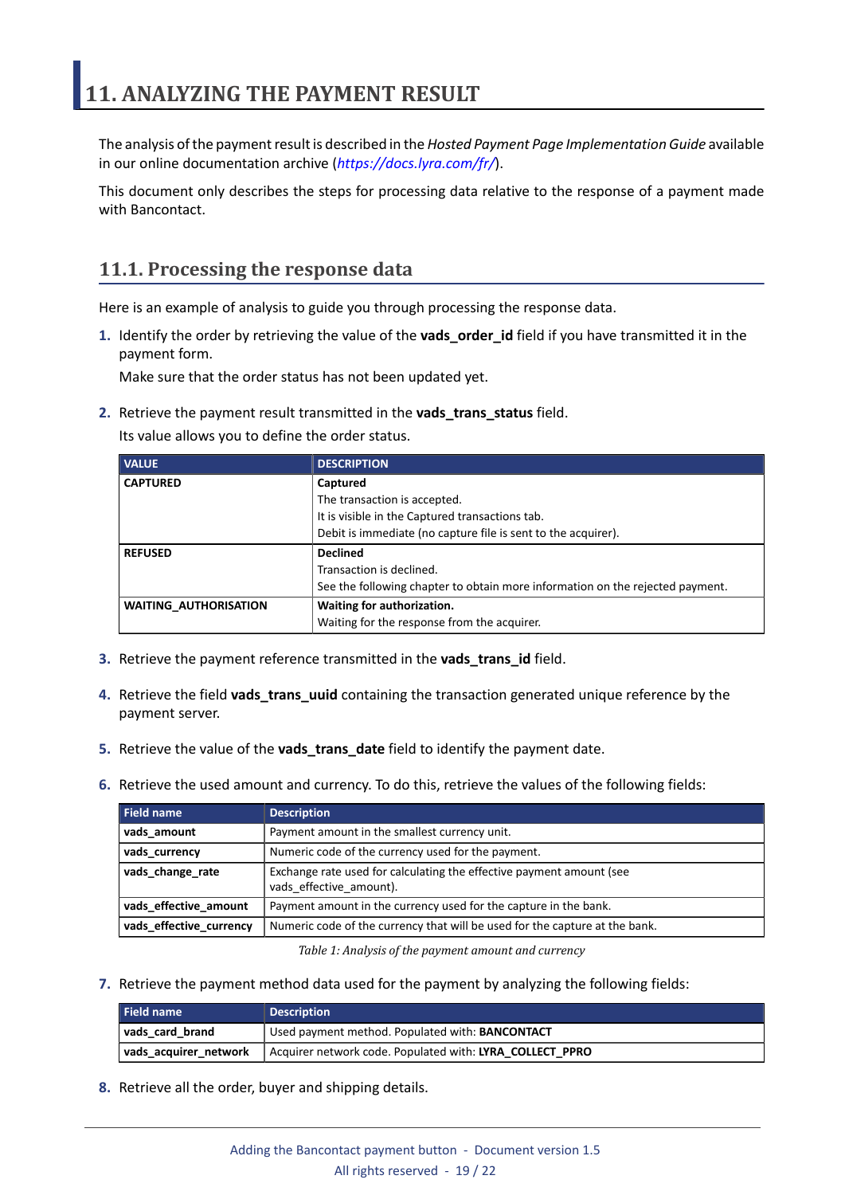# 11. ANALYZING THE PAYMENT RESULT

The analysis of the payment result is described in the *Hosted Payment Page Implementation Guide* available in our online documentation archive (*https://docs.lyra.com/fr/*).

This document only describes the steps for processing data relative to the response of a payment made with Bancontact.

## 11.1. Processing the response data

Here is an example of analysis to guide you through processing the response data.

1. Identify the order by retrieving the value of the **vads_order_id** field if you have transmitted it in the payment form.

   Make sure that the order status has not been updated yet.

2. Retrieve the payment result transmitted in the **vads_trans_status** field.

   Its value allows you to define the order status.

| VALUE | DESCRIPTION |
| --- | --- |
| **CAPTURED** | **Captured**<br>The transaction is accepted.<br>It is visible in the Captured transactions tab.<br>Debit is immediate (no capture file is sent to the acquirer). |
| **REFUSED** | **Declined**<br>Transaction is declined.<br>See the following chapter to obtain more information on the rejected payment. |
| **WAITING_AUTHORISATION** | **Waiting for authorization.**<br>Waiting for the response from the acquirer. |

3. Retrieve the payment reference transmitted in the **vads_trans_id** field.

4. Retrieve the field **vads_trans_uuid** containing the transaction generated unique reference by the payment server.

5. Retrieve the value of the **vads_trans_date** field to identify the payment date.

6. Retrieve the used amount and currency. To do this, retrieve the values of the following fields:

| Field name | Description |
| --- | --- |
| **vads_amount** | Payment amount in the smallest currency unit. |
| **vads_currency** | Numeric code of the currency used for the payment. |
| **vads_change_rate** | Exchange rate used for calculating the effective payment amount (see vads_effective_amount). |
| **vads_effective_amount** | Payment amount in the currency used for the capture in the bank. |
| **vads_effective_currency** | Numeric code of the currency that will be used for the capture at the bank. |

*Table 1: Analysis of the payment amount and currency*

7. Retrieve the payment method data used for the payment by analyzing the following fields:

| Field name | Description |
| --- | --- |
| **vads_card_brand** | Used payment method. Populated with: **BANCONTACT** |
| **vads_acquirer_network** | Acquirer network code. Populated with: **LYRA_COLLECT_PPRO** |

8. Retrieve all the order, buyer and shipping details.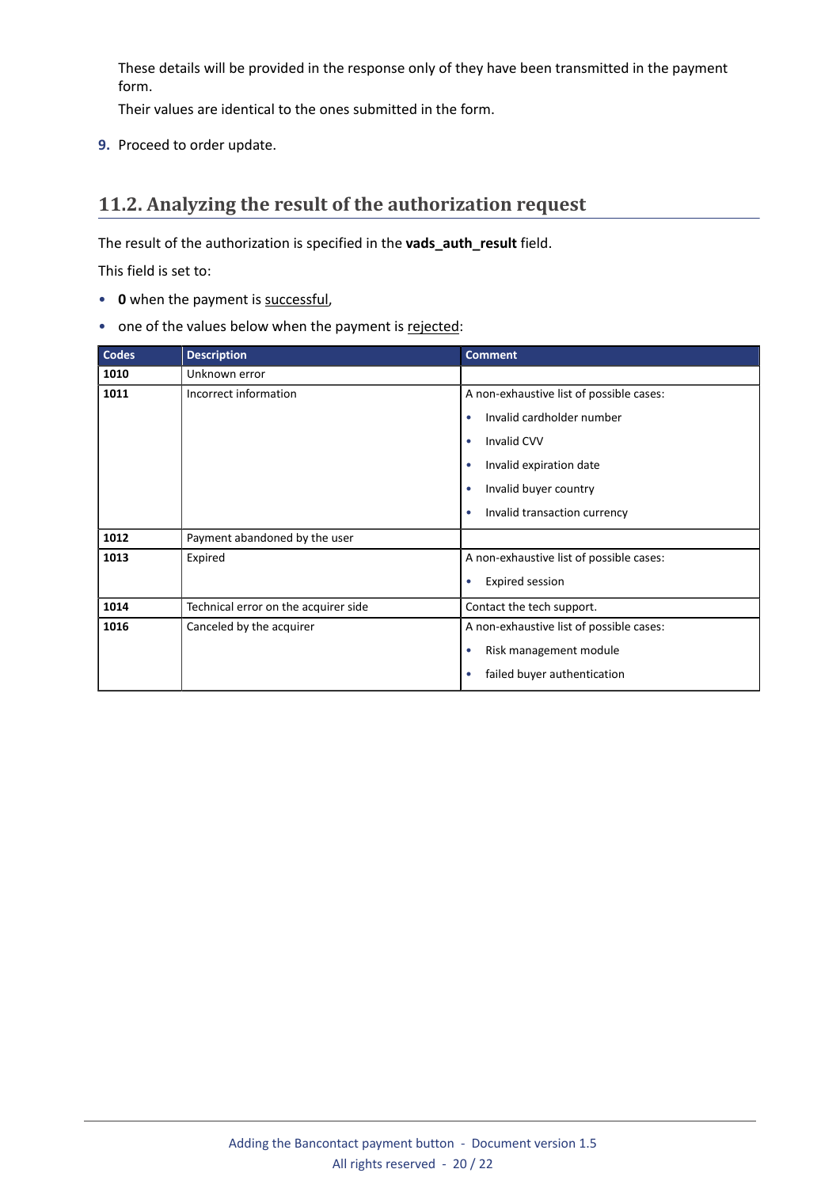These details will be provided in the response only of they have been transmitted in the payment form.

Their values are identical to the ones submitted in the form.

9. Proceed to order update.

## 11.2. Analyzing the result of the authorization request

The result of the authorization is specified in the **vads_auth_result** field.

This field is set to:

- **0** when the payment is successful,
- one of the values below when the payment is rejected:

| Codes | Description | Comment |
|---|---|---|
| **1010** | Unknown error | |
| **1011** | Incorrect information | A non-exhaustive list of possible cases:<br>• Invalid cardholder number<br>• Invalid CVV<br>• Invalid expiration date<br>• Invalid buyer country<br>• Invalid transaction currency |
| **1012** | Payment abandoned by the user | |
| **1013** | Expired | A non-exhaustive list of possible cases:<br>• Expired session |
| **1014** | Technical error on the acquirer side | Contact the tech support. |
| **1016** | Canceled by the acquirer | A non-exhaustive list of possible cases:<br>• Risk management module<br>• failed buyer authentication |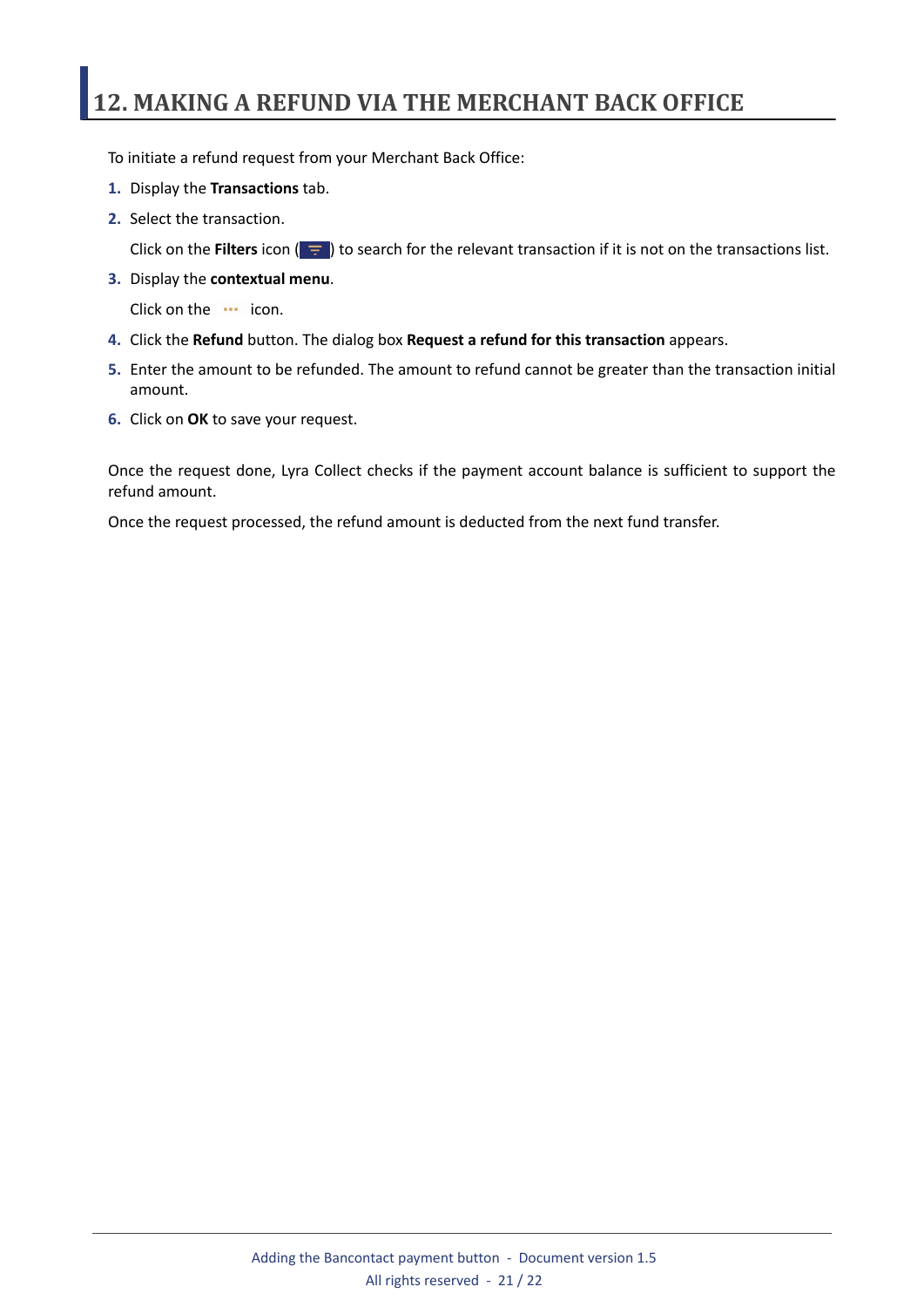# 12. MAKING A REFUND VIA THE MERCHANT BACK OFFICE

To initiate a refund request from your Merchant Back Office:

1. Display the **Transactions** tab.
2. Select the transaction.

   Click on the **Filters** icon ( ) to search for the relevant transaction if it is not on the transactions list.
3. Display the **contextual menu**.

   Click on the ••• icon.
4. Click the **Refund** button. The dialog box **Request a refund for this transaction** appears.
5. Enter the amount to be refunded. The amount to refund cannot be greater than the transaction initial amount.
6. Click on **OK** to save your request.

Once the request done, Lyra Collect checks if the payment account balance is sufficient to support the refund amount.

Once the request processed, the refund amount is deducted from the next fund transfer.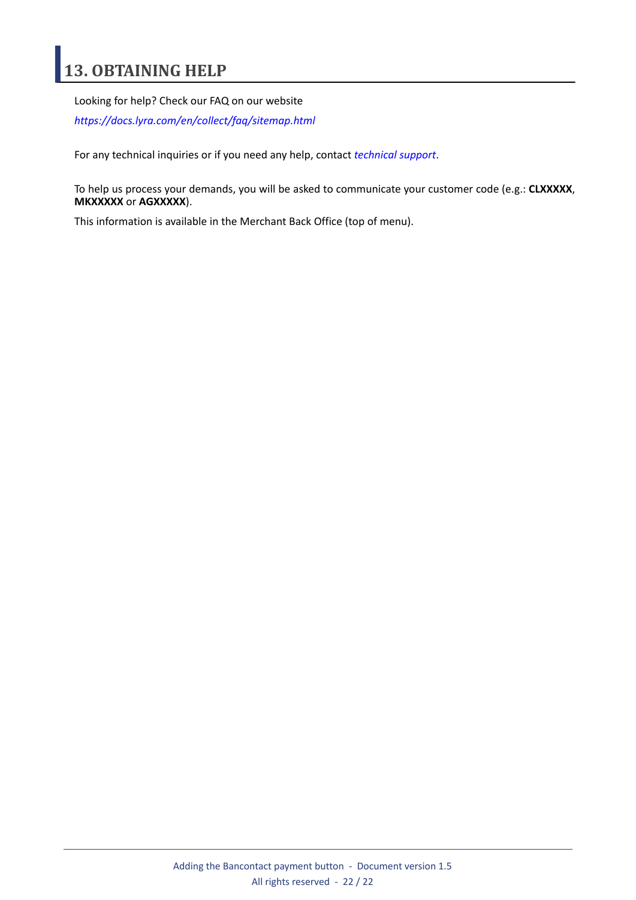# 13. OBTAINING HELP

Looking for help? Check our FAQ on our website

*https://docs.lyra.com/en/collect/faq/sitemap.html*

For any technical inquiries or if you need any help, contact *technical support*.

To help us process your demands, you will be asked to communicate your customer code (e.g.: **CLXXXXX**, **MKXXXXX** or **AGXXXXX**).

This information is available in the Merchant Back Office (top of menu).